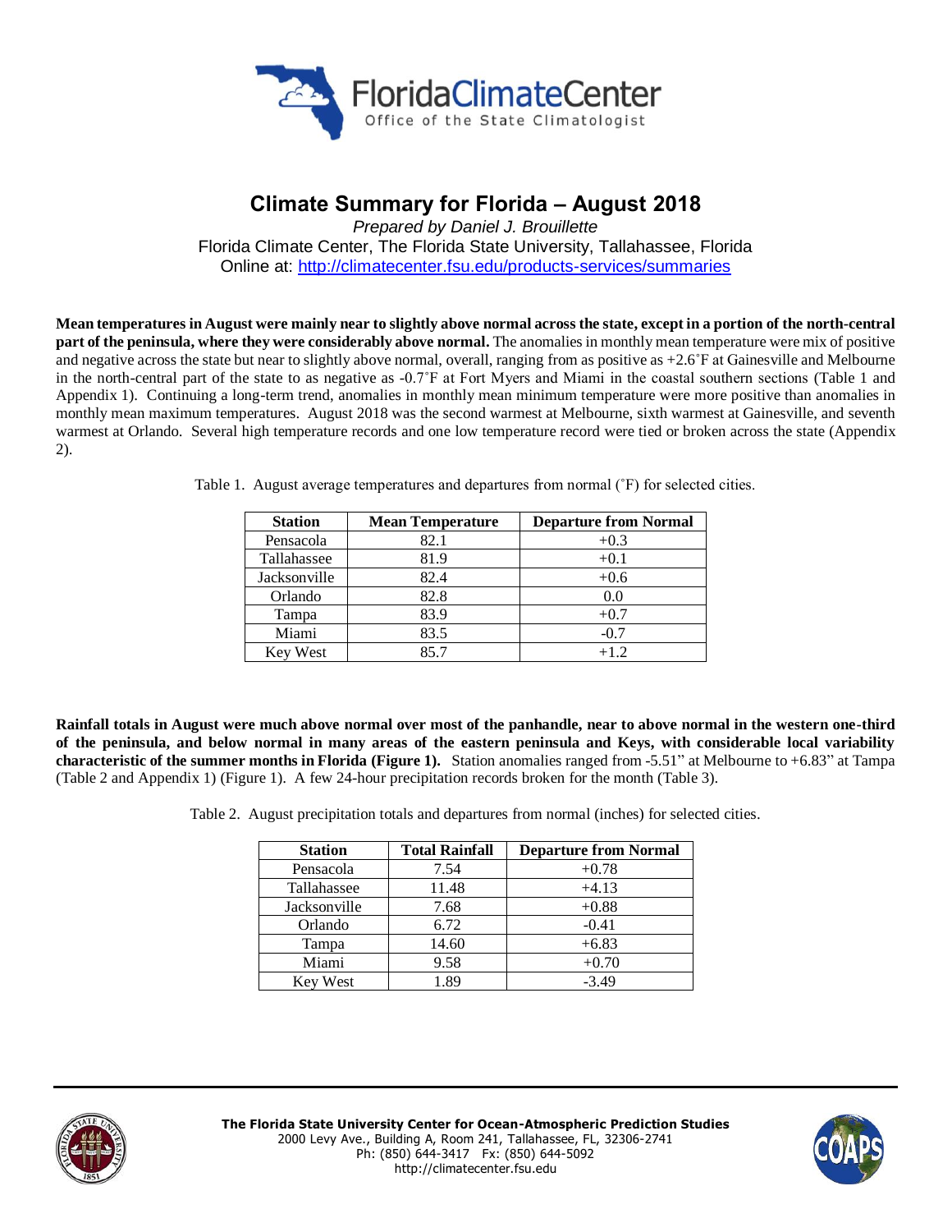# Climate Summary for Florida – August 2018

*Prepared by Daniel J. Brouillette*

Florida Climate Center, The Florida State University, Tallahassee, Florida

Online at: http://climatecenter.fsu.edu/products-services/summaries

**Mean temperatures in August were mainly near to slightly above normal across the state, except in a portion of the north-central part of the peninsula, where they were considerably above normal.** The anomalies in monthly mean temperature were mix of positive and negative across the state but near to slightly above normal, overall, ranging from as positive as +2.6˚F at Gainesville and Melbourne in the north-central part of the state to as negative as -0.7˚F at Fort Myers and Miami in the coastal southern sections (Table 1 and Appendix 1). Continuing a long-term trend, anomalies in monthly mean minimum temperature were more positive than anomalies in monthly mean maximum temperatures. August 2018 was the second warmest at Melbourne, sixth warmest at Gainesville, and seventh warmest at Orlando. Several high temperature records and one low temperature record were tied or broken across the state (Appendix 2).

Table 1. August average temperatures and departures from normal (˚F) for selected cities.

| Station | Mean Temperature | Departure from Normal |
|---|---|---|
| Pensacola | 82.1 | +0.3 |
| Tallahassee | 81.9 | +0.1 |
| Jacksonville | 82.4 | +0.6 |
| Orlando | 82.8 | 0.0 |
| Tampa | 83.9 | +0.7 |
| Miami | 83.5 | -0.7 |
| Key West | 85.7 | +1.2 |

**Rainfall totals in August were much above normal over most of the panhandle, near to above normal in the western one-third of the peninsula, and below normal in many areas of the eastern peninsula and Keys, with considerable local variability characteristic of the summer months in Florida (Figure 1).** Station anomalies ranged from -5.51" at Melbourne to +6.83" at Tampa (Table 2 and Appendix 1) (Figure 1). A few 24-hour precipitation records broken for the month (Table 3).

Table 2. August precipitation totals and departures from normal (inches) for selected cities.

| Station | Total Rainfall | Departure from Normal |
|---|---|---|
| Pensacola | 7.54 | +0.78 |
| Tallahassee | 11.48 | +4.13 |
| Jacksonville | 7.68 | +0.88 |
| Orlando | 6.72 | -0.41 |
| Tampa | 14.60 | +6.83 |
| Miami | 9.58 | +0.70 |
| Key West | 1.89 | -3.49 |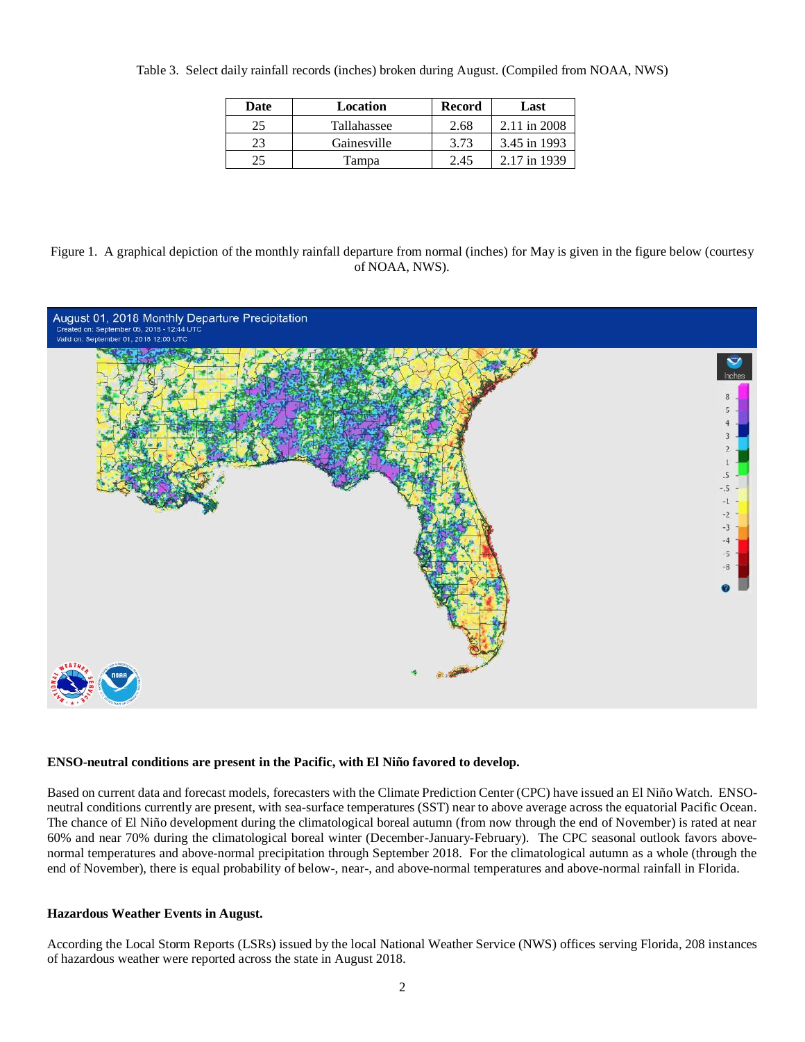Table 3. Select daily rainfall records (inches) broken during August. (Compiled from NOAA, NWS)

| Date | Location | Record | Last |
|---|---|---|---|
| 25 | Tallahassee | 2.68 | 2.11 in 2008 |
| 23 | Gainesville | 3.73 | 3.45 in 1993 |
| 25 | Tampa | 2.45 | 2.17 in 1939 |

Figure 1. A graphical depiction of the monthly rainfall departure from normal (inches) for May is given in the figure below (courtesy of NOAA, NWS).

**ENSO-neutral conditions are present in the Pacific, with El Niño favored to develop.**

Based on current data and forecast models, forecasters with the Climate Prediction Center (CPC) have issued an El Niño Watch. ENSO-neutral conditions currently are present, with sea-surface temperatures (SST) near to above average across the equatorial Pacific Ocean. The chance of El Niño development during the climatological boreal autumn (from now through the end of November) is rated at near 60% and near 70% during the climatological boreal winter (December-January-February). The CPC seasonal outlook favors above-normal temperatures and above-normal precipitation through September 2018. For the climatological autumn as a whole (through the end of November), there is equal probability of below-, near-, and above-normal temperatures and above-normal rainfall in Florida.

**Hazardous Weather Events in August.**

According the Local Storm Reports (LSRs) issued by the local National Weather Service (NWS) offices serving Florida, 208 instances of hazardous weather were reported across the state in August 2018.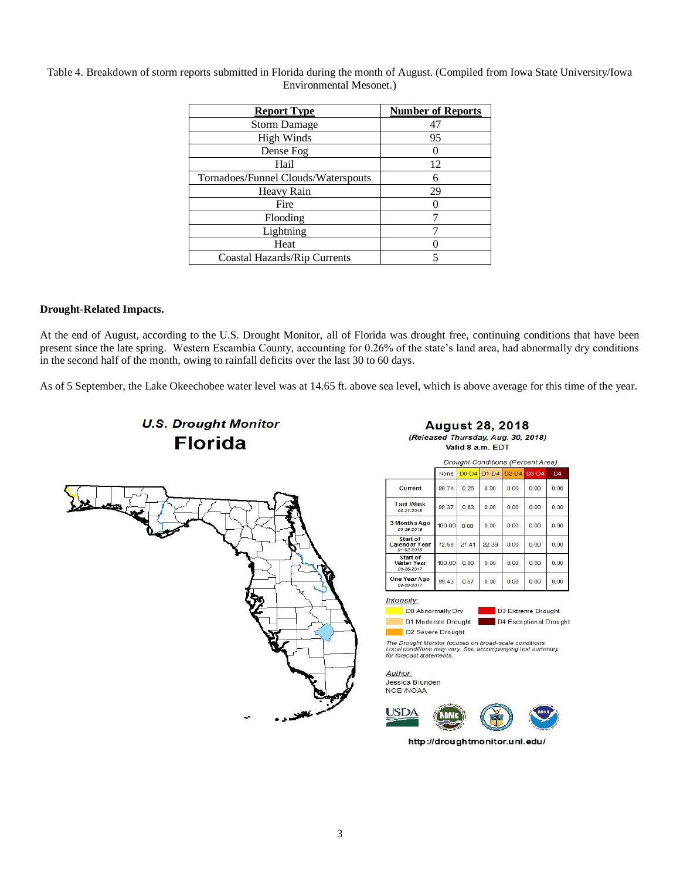Table 4. Breakdown of storm reports submitted in Florida during the month of August. (Compiled from Iowa State University/Iowa Environmental Mesonet.)

| Report Type | Number of Reports |
|---|---|
| Storm Damage | 47 |
| High Winds | 95 |
| Dense Fog | 0 |
| Hail | 12 |
| Tornadoes/Funnel Clouds/Waterspouts | 6 |
| Heavy Rain | 29 |
| Fire | 0 |
| Flooding | 7 |
| Lightning | 7 |
| Heat | 0 |
| Coastal Hazards/Rip Currents | 5 |

**Drought-Related Impacts.**

At the end of August, according to the U.S. Drought Monitor, all of Florida was drought free, continuing conditions that have been present since the late spring. Western Escambia County, accounting for 0.26% of the state's land area, had abnormally dry conditions in the second half of the month, owing to rainfall deficits over the last 30 to 60 days.

As of 5 September, the Lake Okeechobee water level was at 14.65 ft. above sea level, which is above average for this time of the year.

**U.S. Drought Monitor**
**Florida**

**August 28, 2018**
*(Released Thursday, Aug. 30, 2018)*
Valid 8 a.m. EDT

*Drought Conditions (Percent Area)*

| | None | D0-D4 | D1-D4 | D2-D4 | D3-D4 | D4 |
|---|---|---|---|---|---|---|
| Current | 99.74 | 0.26 | 0.00 | 0.00 | 0.00 | 0.00 |
| Last Week 08-21-2018 | 99.37 | 0.63 | 0.00 | 0.00 | 0.00 | 0.00 |
| 3 Months Ago 05-29-2018 | 100.00 | 0.00 | 0.00 | 0.00 | 0.00 | 0.00 |
| Start of Calendar Year 01-02-2018 | 72.59 | 27.41 | 22.39 | 0.00 | 0.00 | 0.00 |
| Start of Water Year 09-26-2017 | 100.00 | 0.00 | 0.00 | 0.00 | 0.00 | 0.00 |
| One Year Ago 08-29-2017 | 99.43 | 0.57 | 0.00 | 0.00 | 0.00 | 0.00 |

*Intensity:*
- D0 Abnormally Dry
- D1 Moderate Drought
- D2 Severe Drought
- D3 Extreme Drought
- D4 Exceptional Drought

*The Drought Monitor focuses on broad-scale conditions. Local conditions may vary. See accompanying text summary for forecast statements.*

*Author:*
Jessica Blunden
NCEI/NOAA

http://droughtmonitor.unl.edu/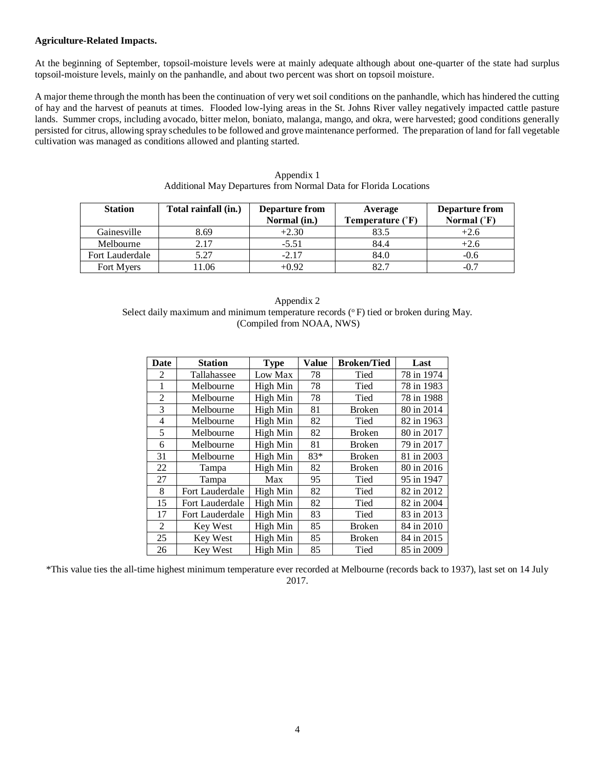**Agriculture-Related Impacts.**

At the beginning of September, topsoil-moisture levels were at mainly adequate although about one-quarter of the state had surplus topsoil-moisture levels, mainly on the panhandle, and about two percent was short on topsoil moisture.

A major theme through the month has been the continuation of very wet soil conditions on the panhandle, which has hindered the cutting of hay and the harvest of peanuts at times. Flooded low-lying areas in the St. Johns River valley negatively impacted cattle pasture lands. Summer crops, including avocado, bitter melon, boniato, malanga, mango, and okra, were harvested; good conditions generally persisted for citrus, allowing spray schedules to be followed and grove maintenance performed. The preparation of land for fall vegetable cultivation was managed as conditions allowed and planting started.

Appendix 1
Additional May Departures from Normal Data for Florida Locations

| Station | Total rainfall (in.) | Departure from Normal (in.) | Average Temperature (˚F) | Departure from Normal (˚F) |
|---|---|---|---|---|
| Gainesville | 8.69 | +2.30 | 83.5 | +2.6 |
| Melbourne | 2.17 | -5.51 | 84.4 | +2.6 |
| Fort Lauderdale | 5.27 | -2.17 | 84.0 | -0.6 |
| Fort Myers | 11.06 | +0.92 | 82.7 | -0.7 |

Appendix 2
Select daily maximum and minimum temperature records (° F) tied or broken during May.
(Compiled from NOAA, NWS)

| Date | Station | Type | Value | Broken/Tied | Last |
|---|---|---|---|---|---|
| 2 | Tallahassee | Low Max | 78 | Tied | 78 in 1974 |
| 1 | Melbourne | High Min | 78 | Tied | 78 in 1983 |
| 2 | Melbourne | High Min | 78 | Tied | 78 in 1988 |
| 3 | Melbourne | High Min | 81 | Broken | 80 in 2014 |
| 4 | Melbourne | High Min | 82 | Tied | 82 in 1963 |
| 5 | Melbourne | High Min | 82 | Broken | 80 in 2017 |
| 6 | Melbourne | High Min | 81 | Broken | 79 in 2017 |
| 31 | Melbourne | High Min | 83* | Broken | 81 in 2003 |
| 22 | Tampa | High Min | 82 | Broken | 80 in 2016 |
| 27 | Tampa | Max | 95 | Tied | 95 in 1947 |
| 8 | Fort Lauderdale | High Min | 82 | Tied | 82 in 2012 |
| 15 | Fort Lauderdale | High Min | 82 | Tied | 82 in 2004 |
| 17 | Fort Lauderdale | High Min | 83 | Tied | 83 in 2013 |
| 2 | Key West | High Min | 85 | Broken | 84 in 2010 |
| 25 | Key West | High Min | 85 | Broken | 84 in 2015 |
| 26 | Key West | High Min | 85 | Tied | 85 in 2009 |

*This value ties the all-time highest minimum temperature ever recorded at Melbourne (records back to 1937), last set on 14 July 2017.